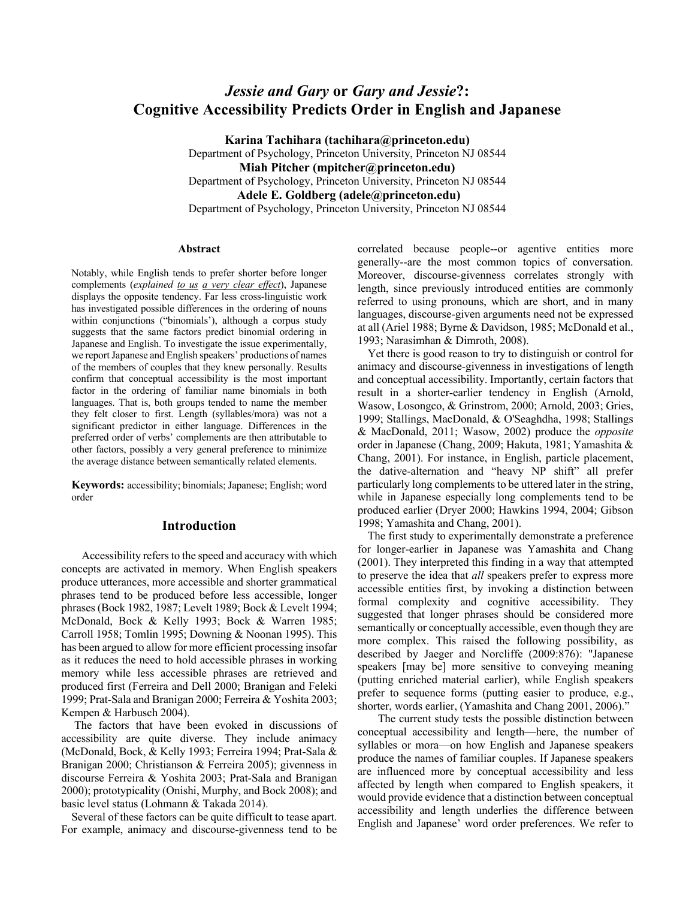# *Jessie and Gary* or *Gary and Jessie*?: Cognitive Accessibility Predicts Order in English and Japanese

**Karina Tachihara (tachihara@princeton.edu)**
Department of Psychology, Princeton University, Princeton NJ 08544

**Miah Pitcher (mpitcher@princeton.edu)**
Department of Psychology, Princeton University, Princeton NJ 08544

**Adele E. Goldberg (adele@princeton.edu)**
Department of Psychology, Princeton University, Princeton NJ 08544

## Abstract

Notably, while English tends to prefer shorter before longer complements (*explained to us a very clear effect*), Japanese displays the opposite tendency. Far less cross-linguistic work has investigated possible differences in the ordering of nouns within conjunctions ("binomials'), although a corpus study suggests that the same factors predict binomial ordering in Japanese and English. To investigate the issue experimentally, we report Japanese and English speakers' productions of names of the members of couples that they knew personally. Results confirm that conceptual accessibility is the most important factor in the ordering of familiar name binomials in both languages. That is, both groups tended to name the member they felt closer to first. Length (syllables/mora) was not a significant predictor in either language. Differences in the preferred order of verbs' complements are then attributable to other factors, possibly a very general preference to minimize the average distance between semantically related elements.

**Keywords:** accessibility; binomials; Japanese; English; word order

## Introduction

Accessibility refers to the speed and accuracy with which concepts are activated in memory. When English speakers produce utterances, more accessible and shorter grammatical phrases tend to be produced before less accessible, longer phrases (Bock 1982, 1987; Levelt 1989; Bock & Levelt 1994; McDonald, Bock & Kelly 1993; Bock & Warren 1985; Carroll 1958; Tomlin 1995; Downing & Noonan 1995). This has been argued to allow for more efficient processing insofar as it reduces the need to hold accessible phrases in working memory while less accessible phrases are retrieved and produced first (Ferreira and Dell 2000; Branigan and Feleki 1999; Prat-Sala and Branigan 2000; Ferreira & Yoshita 2003; Kempen & Harbusch 2004).

The factors that have been evoked in discussions of accessibility are quite diverse. They include animacy (McDonald, Bock, & Kelly 1993; Ferreira 1994; Prat-Sala & Branigan 2000; Christianson & Ferreira 2005); givenness in discourse Ferreira & Yoshita 2003; Prat-Sala and Branigan 2000); prototypicality (Onishi, Murphy, and Bock 2008); and basic level status (Lohmann & Takada 2014).

Several of these factors can be quite difficult to tease apart. For example, animacy and discourse-givenness tend to be correlated because people--or agentive entities more generally--are the most common topics of conversation. Moreover, discourse-givenness correlates strongly with length, since previously introduced entities are commonly referred to using pronouns, which are short, and in many languages, discourse-given arguments need not be expressed at all (Ariel 1988; Byrne & Davidson, 1985; McDonald et al., 1993; Narasimhan & Dimroth, 2008).

Yet there is good reason to try to distinguish or control for animacy and discourse-givenness in investigations of length and conceptual accessibility. Importantly, certain factors that result in a shorter-earlier tendency in English (Arnold, Wasow, Losongco, & Grinstrom, 2000; Arnold, 2003; Gries, 1999; Stallings, MacDonald, & O'Seaghdha, 1998; Stallings & MacDonald, 2011; Wasow, 2002) produce the *opposite* order in Japanese (Chang, 2009; Hakuta, 1981; Yamashita & Chang, 2001). For instance, in English, particle placement, the dative-alternation and "heavy NP shift" all prefer particularly long complements to be uttered later in the string, while in Japanese especially long complements tend to be produced earlier (Dryer 2000; Hawkins 1994, 2004; Gibson 1998; Yamashita and Chang, 2001).

The first study to experimentally demonstrate a preference for longer-earlier in Japanese was Yamashita and Chang (2001). They interpreted this finding in a way that attempted to preserve the idea that *all* speakers prefer to express more accessible entities first, by invoking a distinction between formal complexity and cognitive accessibility. They suggested that longer phrases should be considered more semantically or conceptually accessible, even though they are more complex. This raised the following possibility, as described by Jaeger and Norcliffe (2009:876): "Japanese speakers [may be] more sensitive to conveying meaning (putting enriched material earlier), while English speakers prefer to sequence forms (putting easier to produce, e.g., shorter, words earlier, (Yamashita and Chang 2001, 2006)."

The current study tests the possible distinction between conceptual accessibility and length—here, the number of syllables or mora—on how English and Japanese speakers produce the names of familiar couples. If Japanese speakers are influenced more by conceptual accessibility and less affected by length when compared to English speakers, it would provide evidence that a distinction between conceptual accessibility and length underlies the difference between English and Japanese' word order preferences. We refer to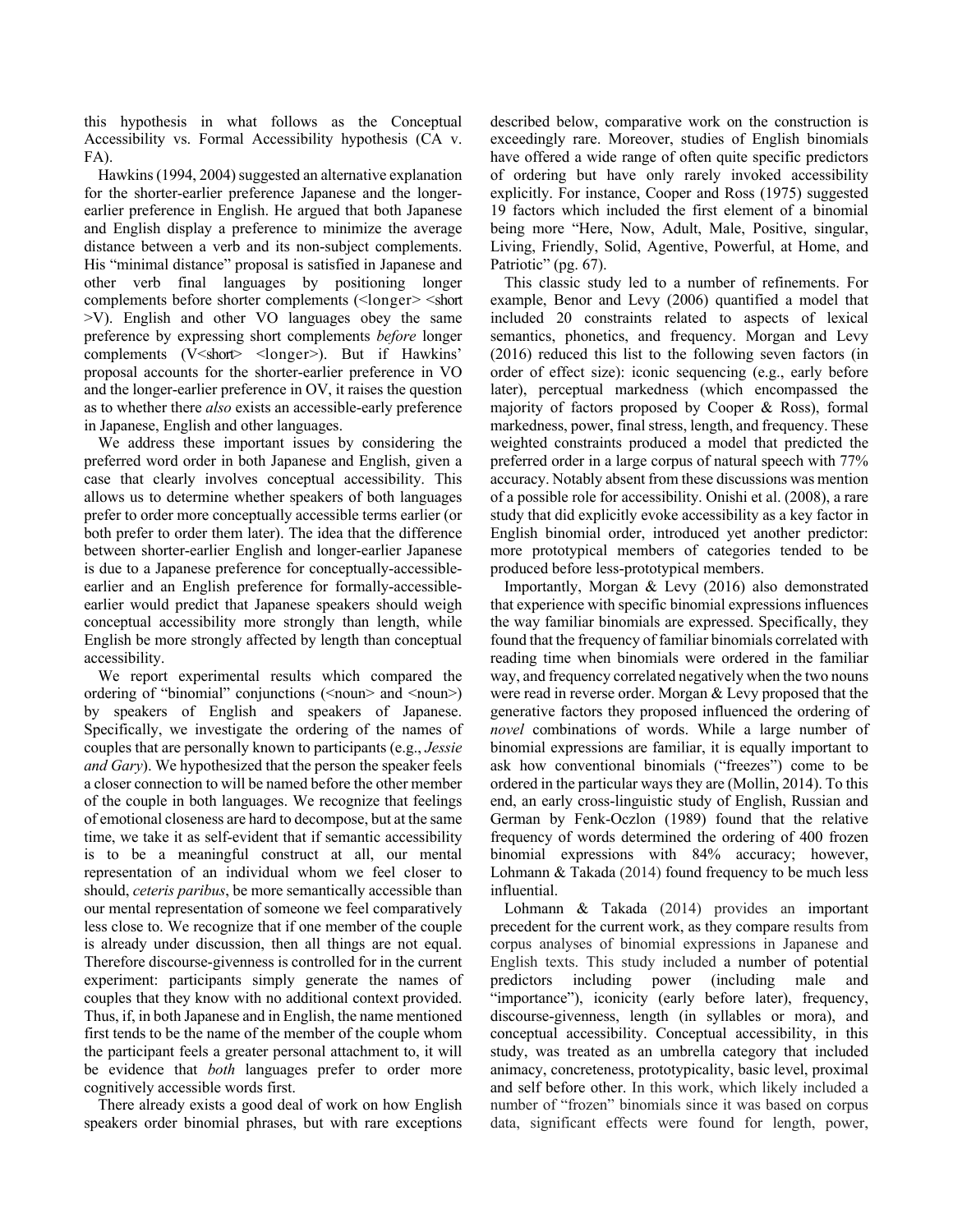this hypothesis in what follows as the Conceptual Accessibility vs. Formal Accessibility hypothesis (CA v. FA).

Hawkins (1994, 2004) suggested an alternative explanation for the shorter-earlier preference Japanese and the longer-earlier preference in English. He argued that both Japanese and English display a preference to minimize the average distance between a verb and its non-subject complements. His "minimal distance" proposal is satisfied in Japanese and other verb final languages by positioning longer complements before shorter complements (<longer> <short >V). English and other VO languages obey the same preference by expressing short complements *before* longer complements (V<short> <longer>). But if Hawkins' proposal accounts for the shorter-earlier preference in VO and the longer-earlier preference in OV, it raises the question as to whether there *also* exists an accessible-early preference in Japanese, English and other languages.

We address these important issues by considering the preferred word order in both Japanese and English, given a case that clearly involves conceptual accessibility. This allows us to determine whether speakers of both languages prefer to order more conceptually accessible terms earlier (or both prefer to order them later). The idea that the difference between shorter-earlier English and longer-earlier Japanese is due to a Japanese preference for conceptually-accessible-earlier and an English preference for formally-accessible-earlier would predict that Japanese speakers should weigh conceptual accessibility more strongly than length, while English be more strongly affected by length than conceptual accessibility.

We report experimental results which compared the ordering of "binomial" conjunctions (<noun> and <noun>) by speakers of English and speakers of Japanese. Specifically, we investigate the ordering of the names of couples that are personally known to participants (e.g., *Jessie and Gary*). We hypothesized that the person the speaker feels a closer connection to will be named before the other member of the couple in both languages. We recognize that feelings of emotional closeness are hard to decompose, but at the same time, we take it as self-evident that if semantic accessibility is to be a meaningful construct at all, our mental representation of an individual whom we feel closer to should, *ceteris paribus*, be more semantically accessible than our mental representation of someone we feel comparatively less close to. We recognize that if one member of the couple is already under discussion, then all things are not equal. Therefore discourse-givenness is controlled for in the current experiment: participants simply generate the names of couples that they know with no additional context provided. Thus, if, in both Japanese and in English, the name mentioned first tends to be the name of the member of the couple whom the participant feels a greater personal attachment to, it will be evidence that *both* languages prefer to order more cognitively accessible words first.

There already exists a good deal of work on how English speakers order binomial phrases, but with rare exceptions described below, comparative work on the construction is exceedingly rare. Moreover, studies of English binomials have offered a wide range of often quite specific predictors of ordering but have only rarely invoked accessibility explicitly. For instance, Cooper and Ross (1975) suggested 19 factors which included the first element of a binomial being more "Here, Now, Adult, Male, Positive, singular, Living, Friendly, Solid, Agentive, Powerful, at Home, and Patriotic" (pg. 67).

This classic study led to a number of refinements. For example, Benor and Levy (2006) quantified a model that included 20 constraints related to aspects of lexical semantics, phonetics, and frequency. Morgan and Levy (2016) reduced this list to the following seven factors (in order of effect size): iconic sequencing (e.g., early before later), perceptual markedness (which encompassed the majority of factors proposed by Cooper & Ross), formal markedness, power, final stress, length, and frequency. These weighted constraints produced a model that predicted the preferred order in a large corpus of natural speech with 77% accuracy. Notably absent from these discussions was mention of a possible role for accessibility. Onishi et al. (2008), a rare study that did explicitly evoke accessibility as a key factor in English binomial order, introduced yet another predictor: more prototypical members of categories tended to be produced before less-prototypical members.

Importantly, Morgan & Levy (2016) also demonstrated that experience with specific binomial expressions influences the way familiar binomials are expressed. Specifically, they found that the frequency of familiar binomials correlated with reading time when binomials were ordered in the familiar way, and frequency correlated negatively when the two nouns were read in reverse order. Morgan & Levy proposed that the generative factors they proposed influenced the ordering of *novel* combinations of words. While a large number of binomial expressions are familiar, it is equally important to ask how conventional binomials ("freezes") come to be ordered in the particular ways they are (Mollin, 2014). To this end, an early cross-linguistic study of English, Russian and German by Fenk-Oczlon (1989) found that the relative frequency of words determined the ordering of 400 frozen binomial expressions with 84% accuracy; however, Lohmann & Takada (2014) found frequency to be much less influential.

Lohmann & Takada (2014) provides an important precedent for the current work, as they compare results from corpus analyses of binomial expressions in Japanese and English texts. This study included a number of potential predictors including power (including male and "importance"), iconicity (early before later), frequency, discourse-givenness, length (in syllables or mora), and conceptual accessibility. Conceptual accessibility, in this study, was treated as an umbrella category that included animacy, concreteness, prototypicality, basic level, proximal and self before other. In this work, which likely included a number of "frozen" binomials since it was based on corpus data, significant effects were found for length, power,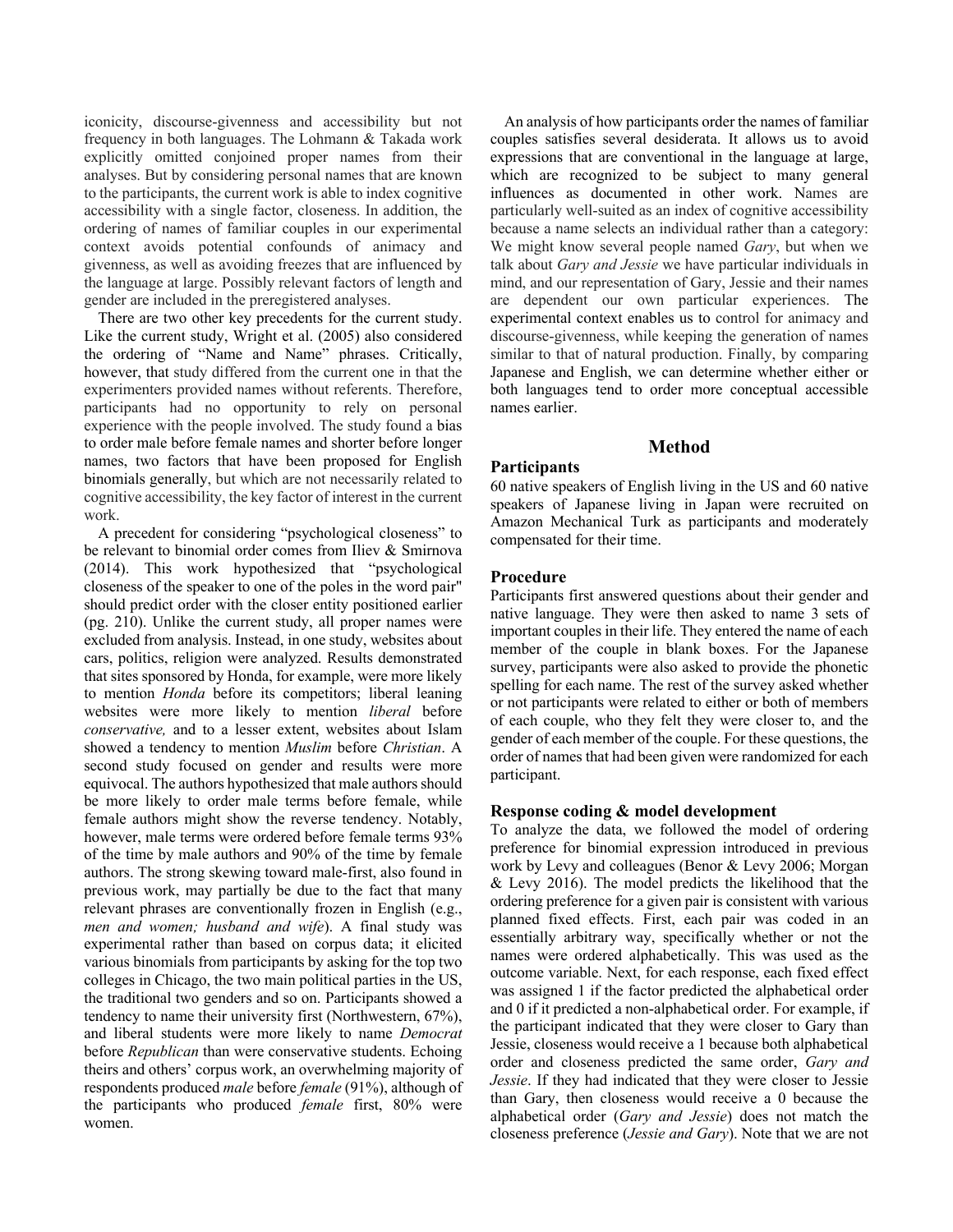iconicity, discourse-givenness and accessibility but not frequency in both languages. The Lohmann & Takada work explicitly omitted conjoined proper names from their analyses. But by considering personal names that are known to the participants, the current work is able to index cognitive accessibility with a single factor, closeness. In addition, the ordering of names of familiar couples in our experimental context avoids potential confounds of animacy and givenness, as well as avoiding freezes that are influenced by the language at large. Possibly relevant factors of length and gender are included in the preregistered analyses.

There are two other key precedents for the current study. Like the current study, Wright et al. (2005) also considered the ordering of "Name and Name" phrases. Critically, however, that study differed from the current one in that the experimenters provided names without referents. Therefore, participants had no opportunity to rely on personal experience with the people involved. The study found a bias to order male before female names and shorter before longer names, two factors that have been proposed for English binomials generally, but which are not necessarily related to cognitive accessibility, the key factor of interest in the current work.

A precedent for considering "psychological closeness" to be relevant to binomial order comes from Iliev & Smirnova (2014). This work hypothesized that "psychological closeness of the speaker to one of the poles in the word pair" should predict order with the closer entity positioned earlier (pg. 210). Unlike the current study, all proper names were excluded from analysis. Instead, in one study, websites about cars, politics, religion were analyzed. Results demonstrated that sites sponsored by Honda, for example, were more likely to mention *Honda* before its competitors; liberal leaning websites were more likely to mention *liberal* before *conservative,* and to a lesser extent, websites about Islam showed a tendency to mention *Muslim* before *Christian*. A second study focused on gender and results were more equivocal. The authors hypothesized that male authors should be more likely to order male terms before female, while female authors might show the reverse tendency. Notably, however, male terms were ordered before female terms 93% of the time by male authors and 90% of the time by female authors. The strong skewing toward male-first, also found in previous work, may partially be due to the fact that many relevant phrases are conventionally frozen in English (e.g., *men and women; husband and wife*). A final study was experimental rather than based on corpus data; it elicited various binomials from participants by asking for the top two colleges in Chicago, the two main political parties in the US, the traditional two genders and so on. Participants showed a tendency to name their university first (Northwestern, 67%), and liberal students were more likely to name *Democrat* before *Republican* than were conservative students. Echoing theirs and others' corpus work, an overwhelming majority of respondents produced *male* before *female* (91%), although of the participants who produced *female* first, 80% were women.

An analysis of how participants order the names of familiar couples satisfies several desiderata. It allows us to avoid expressions that are conventional in the language at large, which are recognized to be subject to many general influences as documented in other work. Names are particularly well-suited as an index of cognitive accessibility because a name selects an individual rather than a category: We might know several people named *Gary*, but when we talk about *Gary and Jessie* we have particular individuals in mind, and our representation of Gary, Jessie and their names are dependent our own particular experiences. The experimental context enables us to control for animacy and discourse-givenness, while keeping the generation of names similar to that of natural production. Finally, by comparing Japanese and English, we can determine whether either or both languages tend to order more conceptual accessible names earlier.

## Method

### Participants

60 native speakers of English living in the US and 60 native speakers of Japanese living in Japan were recruited on Amazon Mechanical Turk as participants and moderately compensated for their time.

### Procedure

Participants first answered questions about their gender and native language. They were then asked to name 3 sets of important couples in their life. They entered the name of each member of the couple in blank boxes. For the Japanese survey, participants were also asked to provide the phonetic spelling for each name. The rest of the survey asked whether or not participants were related to either or both of members of each couple, who they felt they were closer to, and the gender of each member of the couple. For these questions, the order of names that had been given were randomized for each participant.

### Response coding & model development

To analyze the data, we followed the model of ordering preference for binomial expression introduced in previous work by Levy and colleagues (Benor & Levy 2006; Morgan & Levy 2016). The model predicts the likelihood that the ordering preference for a given pair is consistent with various planned fixed effects. First, each pair was coded in an essentially arbitrary way, specifically whether or not the names were ordered alphabetically. This was used as the outcome variable. Next, for each response, each fixed effect was assigned 1 if the factor predicted the alphabetical order and 0 if it predicted a non-alphabetical order. For example, if the participant indicated that they were closer to Gary than Jessie, closeness would receive a 1 because both alphabetical order and closeness predicted the same order, *Gary and Jessie*. If they had indicated that they were closer to Jessie than Gary, then closeness would receive a 0 because the alphabetical order (*Gary and Jessie*) does not match the closeness preference (*Jessie and Gary*). Note that we are not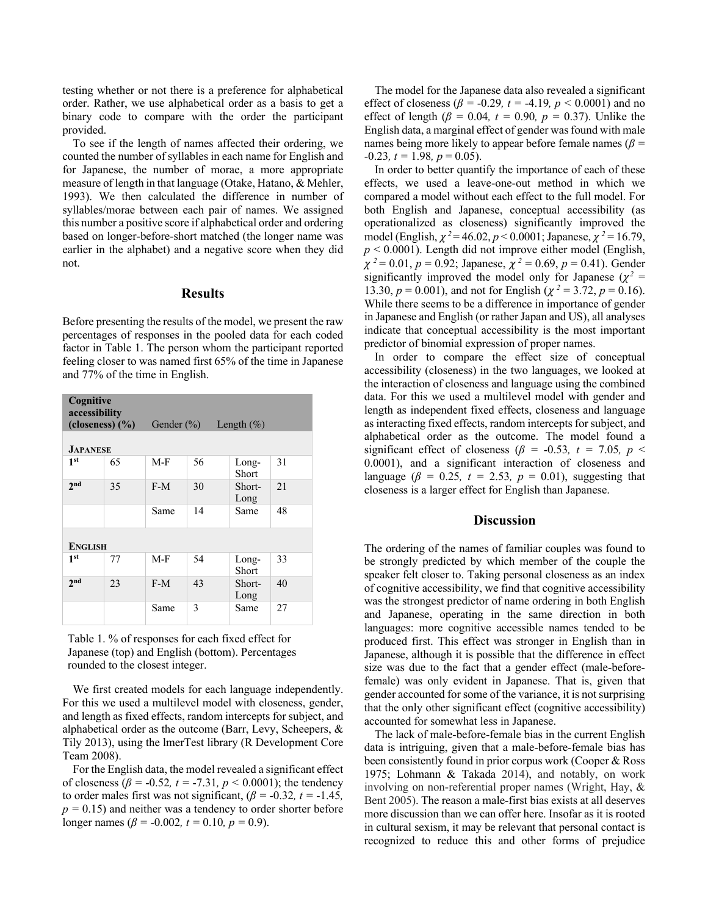testing whether or not there is a preference for alphabetical order. Rather, we use alphabetical order as a basis to get a binary code to compare with the order the participant provided.

To see if the length of names affected their ordering, we counted the number of syllables in each name for English and for Japanese, the number of morae, a more appropriate measure of length in that language (Otake, Hatano, & Mehler, 1993). We then calculated the difference in number of syllables/morae between each pair of names. We assigned this number a positive score if alphabetical order and ordering based on longer-before-short matched (the longer name was earlier in the alphabet) and a negative score when they did not.

## Results

Before presenting the results of the model, we present the raw percentages of responses in the pooled data for each coded factor in Table 1. The person whom the participant reported feeling closer to was named first 65% of the time in Japanese and 77% of the time in English.

| **Cognitive accessibility (closeness) (%)** | | Gender (%) | | Length (%) | |
|---|---|---|---|---|---|
| **JAPANESE** | | | | | |
| **1st** | 65 | M-F | 56 | Long-Short | 31 |
| **2nd** | 35 | F-M | 30 | Short-Long | 21 |
| | | Same | 14 | Same | 48 |
| **ENGLISH** | | | | | |
| **1st** | 77 | M-F | 54 | Long-Short | 33 |
| **2nd** | 23 | F-M | 43 | Short-Long | 40 |
| | | Same | 3 | Same | 27 |

Table 1. % of responses for each fixed effect for Japanese (top) and English (bottom). Percentages rounded to the closest integer.

We first created models for each language independently. For this we used a multilevel model with closeness, gender, and length as fixed effects, random intercepts for subject, and alphabetical order as the outcome (Barr, Levy, Scheepers, & Tily 2013), using the lmerTest library (R Development Core Team 2008).

For the English data, the model revealed a significant effect of closeness ($\beta$ = -0.52, $t$ = -7.31, $p$ < 0.0001); the tendency to order males first was not significant, ($\beta$ = -0.32, $t$ = -1.45, $p$ = 0.15) and neither was a tendency to order shorter before longer names ($\beta$ = -0.002, $t$ = 0.10, $p$ = 0.9).

The model for the Japanese data also revealed a significant effect of closeness ($\beta$ = -0.29, $t$ = -4.19, $p$ < 0.0001) and no effect of length ($\beta$ = 0.04, $t$ = 0.90, $p$ = 0.37). Unlike the English data, a marginal effect of gender was found with male names being more likely to appear before female names ($\beta$ = -0.23, $t$ = 1.98, $p$ = 0.05).

In order to better quantify the importance of each of these effects, we used a leave-one-out method in which we compared a model without each effect to the full model. For both English and Japanese, conceptual accessibility (as operationalized as closeness) significantly improved the model (English, $\chi^2$ = 46.02, $p$ < 0.0001; Japanese, $\chi^2$ = 16.79, $p$ < 0.0001). Length did not improve either model (English, $\chi^2$ = 0.01, $p$ = 0.92; Japanese, $\chi^2$ = 0.69, $p$ = 0.41). Gender significantly improved the model only for Japanese ($\chi^2$ = 13.30, $p$ = 0.001), and not for English ($\chi^2$ = 3.72, $p$ = 0.16). While there seems to be a difference in importance of gender in Japanese and English (or rather Japan and US), all analyses indicate that conceptual accessibility is the most important predictor of binomial expression of proper names.

In order to compare the effect size of conceptual accessibility (closeness) in the two languages, we looked at the interaction of closeness and language using the combined data. For this we used a multilevel model with gender and length as independent fixed effects, closeness and language as interacting fixed effects, random intercepts for subject, and alphabetical order as the outcome. The model found a significant effect of closeness ($\beta$ = -0.53, $t$ = 7.05, $p$ < 0.0001), and a significant interaction of closeness and language ($\beta$ = 0.25, $t$ = 2.53, $p$ = 0.01), suggesting that closeness is a larger effect for English than Japanese.

## Discussion

The ordering of the names of familiar couples was found to be strongly predicted by which member of the couple the speaker felt closer to. Taking personal closeness as an index of cognitive accessibility, we find that cognitive accessibility was the strongest predictor of name ordering in both English and Japanese, operating in the same direction in both languages: more cognitive accessible names tended to be produced first. This effect was stronger in English than in Japanese, although it is possible that the difference in effect size was due to the fact that a gender effect (male-before-female) was only evident in Japanese. That is, given that gender accounted for some of the variance, it is not surprising that the only other significant effect (cognitive accessibility) accounted for somewhat less in Japanese.

The lack of male-before-female bias in the current English data is intriguing, given that a male-before-female bias has been consistently found in prior corpus work (Cooper & Ross 1975; Lohmann & Takada 2014), and notably, on work involving on non-referential proper names (Wright, Hay, & Bent 2005). The reason a male-first bias exists at all deserves more discussion than we can offer here. Insofar as it is rooted in cultural sexism, it may be relevant that personal contact is recognized to reduce this and other forms of prejudice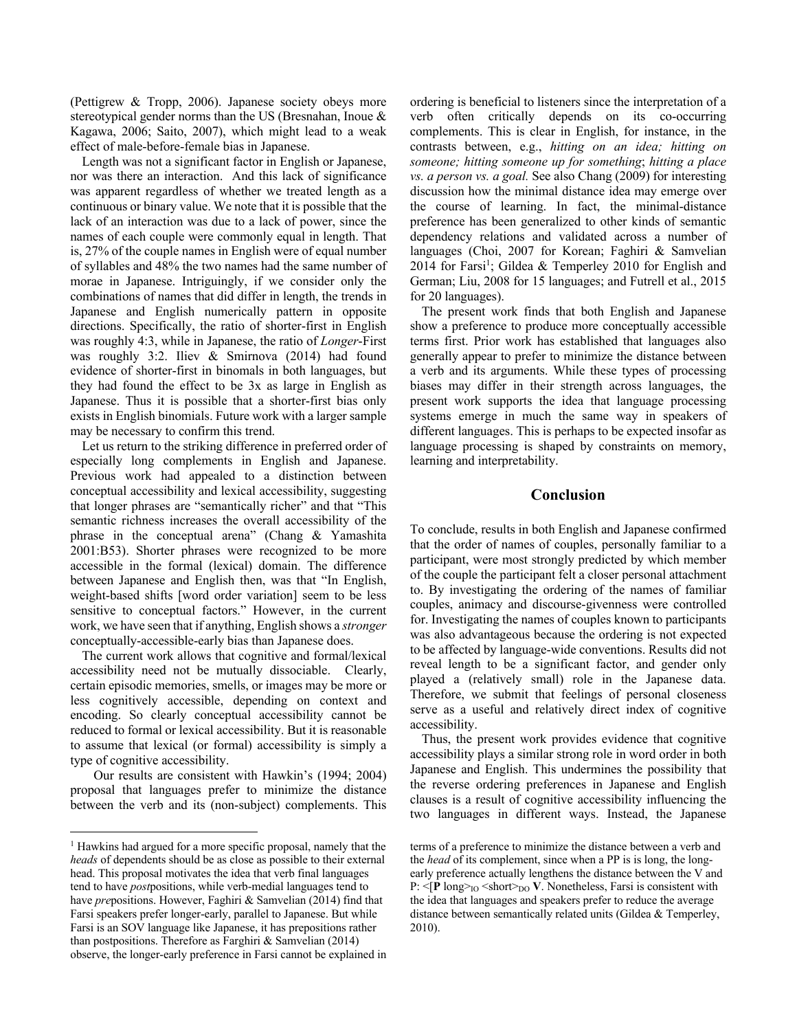(Pettigrew & Tropp, 2006). Japanese society obeys more stereotypical gender norms than the US (Bresnahan, Inoue & Kagawa, 2006; Saito, 2007), which might lead to a weak effect of male-before-female bias in Japanese.

Length was not a significant factor in English or Japanese, nor was there an interaction. And this lack of significance was apparent regardless of whether we treated length as a continuous or binary value. We note that it is possible that the lack of an interaction was due to a lack of power, since the names of each couple were commonly equal in length. That is, 27% of the couple names in English were of equal number of syllables and 48% the two names had the same number of morae in Japanese. Intriguingly, if we consider only the combinations of names that did differ in length, the trends in Japanese and English numerically pattern in opposite directions. Specifically, the ratio of shorter-first in English was roughly 4:3, while in Japanese, the ratio of *Longer*-First was roughly 3:2. Iliev & Smirnova (2014) had found evidence of shorter-first in binomals in both languages, but they had found the effect to be 3x as large in English as Japanese. Thus it is possible that a shorter-first bias only exists in English binomials. Future work with a larger sample may be necessary to confirm this trend.

Let us return to the striking difference in preferred order of especially long complements in English and Japanese. Previous work had appealed to a distinction between conceptual accessibility and lexical accessibility, suggesting that longer phrases are "semantically richer" and that "This semantic richness increases the overall accessibility of the phrase in the conceptual arena" (Chang & Yamashita 2001:B53). Shorter phrases were recognized to be more accessible in the formal (lexical) domain. The difference between Japanese and English then, was that "In English, weight-based shifts [word order variation] seem to be less sensitive to conceptual factors." However, in the current work, we have seen that if anything, English shows a *stronger* conceptually-accessible-early bias than Japanese does.

The current work allows that cognitive and formal/lexical accessibility need not be mutually dissociable. Clearly, certain episodic memories, smells, or images may be more or less cognitively accessible, depending on context and encoding. So clearly conceptual accessibility cannot be reduced to formal or lexical accessibility. But it is reasonable to assume that lexical (or formal) accessibility is simply a type of cognitive accessibility.

Our results are consistent with Hawkin's (1994; 2004) proposal that languages prefer to minimize the distance between the verb and its (non-subject) complements. This ordering is beneficial to listeners since the interpretation of a verb often critically depends on its co-occurring complements. This is clear in English, for instance, in the contrasts between, e.g., *hitting on an idea; hitting on someone; hitting someone up for something*; *hitting a place vs. a person vs. a goal.* See also Chang (2009) for interesting discussion how the minimal distance idea may emerge over the course of learning. In fact, the minimal-distance preference has been generalized to other kinds of semantic dependency relations and validated across a number of languages (Choi, 2007 for Korean; Faghiri & Samvelian 2014 for Farsi[1]; Gildea & Temperley 2010 for English and German; Liu, 2008 for 15 languages; and Futrell et al., 2015 for 20 languages).

The present work finds that both English and Japanese show a preference to produce more conceptually accessible terms first. Prior work has established that languages also generally appear to prefer to minimize the distance between a verb and its arguments. While these types of processing biases may differ in their strength across languages, the present work supports the idea that language processing systems emerge in much the same way in speakers of different languages. This is perhaps to be expected insofar as language processing is shaped by constraints on memory, learning and interpretability.

## Conclusion

To conclude, results in both English and Japanese confirmed that the order of names of couples, personally familiar to a participant, were most strongly predicted by which member of the couple the participant felt a closer personal attachment to. By investigating the ordering of the names of familiar couples, animacy and discourse-givenness were controlled for. Investigating the names of couples known to participants was also advantageous because the ordering is not expected to be affected by language-wide conventions. Results did not reveal length to be a significant factor, and gender only played a (relatively small) role in the Japanese data. Therefore, we submit that feelings of personal closeness serve as a useful and relatively direct index of cognitive accessibility.

Thus, the present work provides evidence that cognitive accessibility plays a similar strong role in word order in both Japanese and English. This undermines the possibility that the reverse ordering preferences in Japanese and English clauses is a result of cognitive accessibility influencing the two languages in different ways. Instead, the Japanese

---

[1] Hawkins had argued for a more specific proposal, namely that the *heads* of dependents should be as close as possible to their external head. This proposal motivates the idea that verb final languages tend to have *post*positions, while verb-medial languages tend to have *pre*positions. However, Faghiri & Samvelian (2014) find that Farsi speakers prefer longer-early, parallel to Japanese. But while Farsi is an SOV language like Japanese, it has prepositions rather than postpositions. Therefore as Farghiri & Samvelian (2014) observe, the longer-early preference in Farsi cannot be explained in terms of a preference to minimize the distance between a verb and the *head* of its complement, since when a PP is is long, the long-early preference actually lengthens the distance between the V and P: <[**P** long>$_{IO}$ <short>$_{DO}$ **V**. Nonetheless, Farsi is consistent with the idea that languages and speakers prefer to reduce the average distance between semantically related units (Gildea & Temperley, 2010).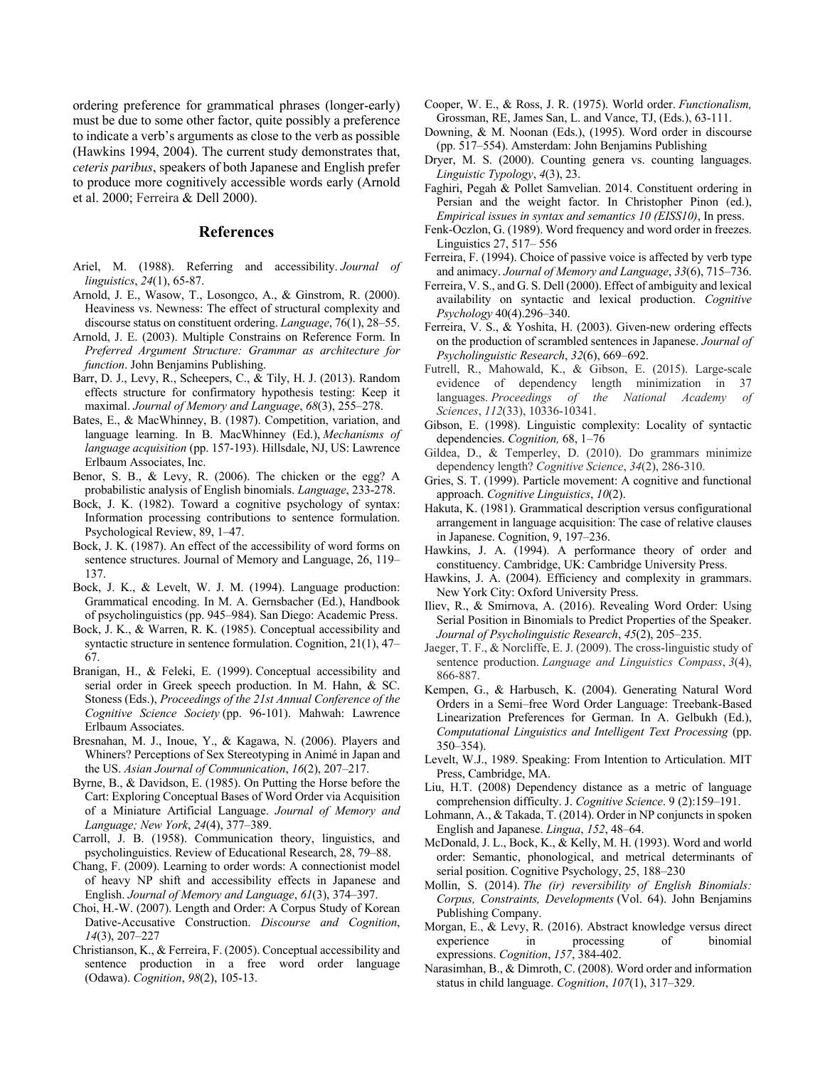ordering preference for grammatical phrases (longer-early) must be due to some other factor, quite possibly a preference to indicate a verb's arguments as close to the verb as possible (Hawkins 1994, 2004). The current study demonstrates that, *ceteris paribus*, speakers of both Japanese and English prefer to produce more cognitively accessible words early (Arnold et al. 2000; Ferreira & Dell 2000).

## References

Ariel, M. (1988). Referring and accessibility. *Journal of linguistics*, *24*(1), 65-87.

Arnold, J. E., Wasow, T., Losongco, A., & Ginstrom, R. (2000). Heaviness vs. Newness: The effect of structural complexity and discourse status on constituent ordering. *Language*, 76(1), 28–55.

Arnold, J. E. (2003). Multiple Constrains on Reference Form. In *Preferred Argument Structure: Grammar as architecture for function*. John Benjamins Publishing.

Barr, D. J., Levy, R., Scheepers, C., & Tily, H. J. (2013). Random effects structure for confirmatory hypothesis testing: Keep it maximal. *Journal of Memory and Language*, *68*(3), 255–278.

Bates, E., & MacWhinney, B. (1987). Competition, variation, and language learning. In B. MacWhinney (Ed.), *Mechanisms of language acquisition* (pp. 157-193). Hillsdale, NJ, US: Lawrence Erlbaum Associates, Inc.

Benor, S. B., & Levy, R. (2006). The chicken or the egg? A probabilistic analysis of English binomials. *Language*, 233-278.

Bock, J. K. (1982). Toward a cognitive psychology of syntax: Information processing contributions to sentence formulation. Psychological Review, 89, 1–47.

Bock, J. K. (1987). An effect of the accessibility of word forms on sentence structures. Journal of Memory and Language, 26, 119–137.

Bock, J. K., & Levelt, W. J. M. (1994). Language production: Grammatical encoding. In M. A. Gernsbacher (Ed.), Handbook of psycholinguistics (pp. 945–984). San Diego: Academic Press.

Bock, J. K., & Warren, R. K. (1985). Conceptual accessibility and syntactic structure in sentence formulation. Cognition, 21(1), 47–67.

Branigan, H., & Feleki, E. (1999). Conceptual accessibility and serial order in Greek speech production. In M. Hahn, & SC. Stoness (Eds.), *Proceedings of the 21st Annual Conference of the Cognitive Science Society* (pp. 96-101). Mahwah: Lawrence Erlbaum Associates.

Bresnahan, M. J., Inoue, Y., & Kagawa, N. (2006). Players and Whiners? Perceptions of Sex Stereotyping in Animé in Japan and the US. *Asian Journal of Communication*, *16*(2), 207–217.

Byrne, B., & Davidson, E. (1985). On Putting the Horse before the Cart: Exploring Conceptual Bases of Word Order via Acquisition of a Miniature Artificial Language. *Journal of Memory and Language; New York*, *24*(4), 377–389.

Carroll, J. B. (1958). Communication theory, linguistics, and psycholinguistics. Review of Educational Research, 28, 79–88.

Chang, F. (2009). Learning to order words: A connectionist model of heavy NP shift and accessibility effects in Japanese and English. *Journal of Memory and Language*, *61*(3), 374–397.

Choi, H.-W. (2007). Length and Order: A Corpus Study of Korean Dative-Accusative Construction. *Discourse and Cognition*, *14*(3), 207–227

Christianson, K., & Ferreira, F. (2005). Conceptual accessibility and sentence production in a free word order language (Odawa). *Cognition*, *98*(2), 105-13.

Cooper, W. E., & Ross, J. R. (1975). World order. *Functionalism,* Grossman, RE, James San, L. and Vance, TJ, (Eds.), 63-111.

Downing, & M. Noonan (Eds.), (1995). Word order in discourse (pp. 517–554). Amsterdam: John Benjamins Publishing

Dryer, M. S. (2000). Counting genera vs. counting languages. *Linguistic Typology*, *4*(3), 23.

Faghiri, Pegah & Pollet Samvelian. 2014. Constituent ordering in Persian and the weight factor. In Christopher Pinon (ed.), *Empirical issues in syntax and semantics 10 (EISS10)*, In press.

Fenk-Oczlon, G. (1989). Word frequency and word order in freezes. Linguistics 27, 517– 556

Ferreira, F. (1994). Choice of passive voice is affected by verb type and animacy. *Journal of Memory and Language*, *33*(6), 715–736.

Ferreira, V. S., and G. S. Dell (2000). Effect of ambiguity and lexical availability on syntactic and lexical production. *Cognitive Psychology* 40(4).296–340.

Ferreira, V. S., & Yoshita, H. (2003). Given-new ordering effects on the production of scrambled sentences in Japanese. *Journal of Psycholinguistic Research*, *32*(6), 669–692.

Futrell, R., Mahowald, K., & Gibson, E. (2015). Large-scale evidence of dependency length minimization in 37 languages. *Proceedings of the National Academy of Sciences*, *112*(33), 10336-10341.

Gibson, E. (1998). Linguistic complexity: Locality of syntactic dependencies. *Cognition,* 68, 1–76

Gildea, D., & Temperley, D. (2010). Do grammars minimize dependency length? *Cognitive Science*, *34*(2), 286-310.

Gries, S. T. (1999). Particle movement: A cognitive and functional approach. *Cognitive Linguistics*, *10*(2).

Hakuta, K. (1981). Grammatical description versus configurational arrangement in language acquisition: The case of relative clauses in Japanese. Cognition, 9, 197–236.

Hawkins, J. A. (1994). A performance theory of order and constituency. Cambridge, UK: Cambridge University Press.

Hawkins, J. A. (2004). Efficiency and complexity in grammars. New York City: Oxford University Press.

Iliev, R., & Smirnova, A. (2016). Revealing Word Order: Using Serial Position in Binomials to Predict Properties of the Speaker. *Journal of Psycholinguistic Research*, *45*(2), 205–235.

Jaeger, T. F., & Norcliffe, E. J. (2009). The cross-linguistic study of sentence production. *Language and Linguistics Compass*, *3*(4), 866-887.

Kempen, G., & Harbusch, K. (2004). Generating Natural Word Orders in a Semi–free Word Order Language: Treebank-Based Linearization Preferences for German. In A. Gelbukh (Ed.), *Computational Linguistics and Intelligent Text Processing* (pp. 350–354).

Levelt, W.J., 1989. Speaking: From Intention to Articulation. MIT Press, Cambridge, MA.

Liu, H.T. (2008) Dependency distance as a metric of language comprehension difficulty. J. *Cognitive Science*. 9 (2):159–191.

Lohmann, A., & Takada, T. (2014). Order in NP conjuncts in spoken English and Japanese. *Lingua*, *152*, 48–64.

McDonald, J. L., Bock, K., & Kelly, M. H. (1993). Word and world order: Semantic, phonological, and metrical determinants of serial position. Cognitive Psychology, 25, 188–230

Mollin, S. (2014). *The (ir) reversibility of English Binomials: Corpus, Constraints, Developments* (Vol. 64). John Benjamins Publishing Company.

Morgan, E., & Levy, R. (2016). Abstract knowledge versus direct experience in processing of binomial expressions. *Cognition*, *157*, 384-402.

Narasimhan, B., & Dimroth, C. (2008). Word order and information status in child language. *Cognition*, *107*(1), 317–329.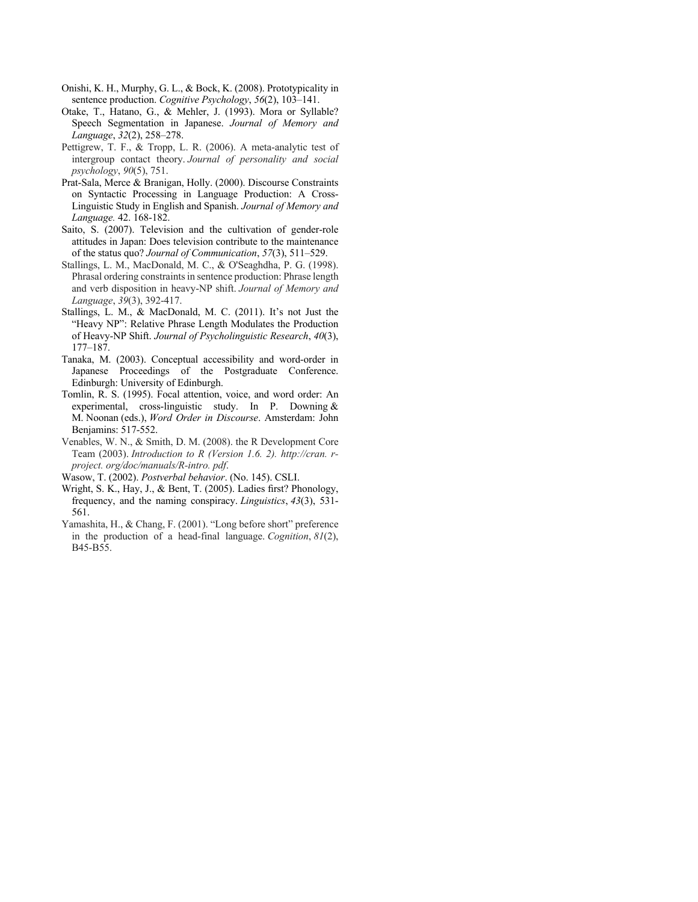Onishi, K. H., Murphy, G. L., & Bock, K. (2008). Prototypicality in sentence production. *Cognitive Psychology*, *56*(2), 103–141.

Otake, T., Hatano, G., & Mehler, J. (1993). Mora or Syllable? Speech Segmentation in Japanese. *Journal of Memory and Language*, *32*(2), 258–278.

Pettigrew, T. F., & Tropp, L. R. (2006). A meta-analytic test of intergroup contact theory. *Journal of personality and social psychology*, *90*(5), 751.

Prat-Sala, Merce & Branigan, Holly. (2000). Discourse Constraints on Syntactic Processing in Language Production: A Cross-Linguistic Study in English and Spanish. *Journal of Memory and Language.* 42. 168-182.

Saito, S. (2007). Television and the cultivation of gender-role attitudes in Japan: Does television contribute to the maintenance of the status quo? *Journal of Communication*, *57*(3), 511–529.

Stallings, L. M., MacDonald, M. C., & O'Seaghdha, P. G. (1998). Phrasal ordering constraints in sentence production: Phrase length and verb disposition in heavy-NP shift. *Journal of Memory and Language*, *39*(3), 392-417.

Stallings, L. M., & MacDonald, M. C. (2011). It's not Just the "Heavy NP": Relative Phrase Length Modulates the Production of Heavy-NP Shift. *Journal of Psycholinguistic Research*, *40*(3), 177–187.

Tanaka, M. (2003). Conceptual accessibility and word-order in Japanese Proceedings of the Postgraduate Conference. Edinburgh: University of Edinburgh.

Tomlin, R. S. (1995). Focal attention, voice, and word order: An experimental, cross-linguistic study. In P. Downing & M. Noonan (eds.), *Word Order in Discourse*. Amsterdam: John Benjamins: 517-552.

Venables, W. N., & Smith, D. M. (2008). the R Development Core Team (2003). *Introduction to R (Version 1.6. 2). http://cran. r-project. org/doc/manuals/R-intro. pdf*.

Wasow, T. (2002). *Postverbal behavior*. (No. 145). CSLI.

Wright, S. K., Hay, J., & Bent, T. (2005). Ladies first? Phonology, frequency, and the naming conspiracy. *Linguistics*, *43*(3), 531-561.

Yamashita, H., & Chang, F. (2001). "Long before short" preference in the production of a head-final language. *Cognition*, *81*(2), B45-B55.